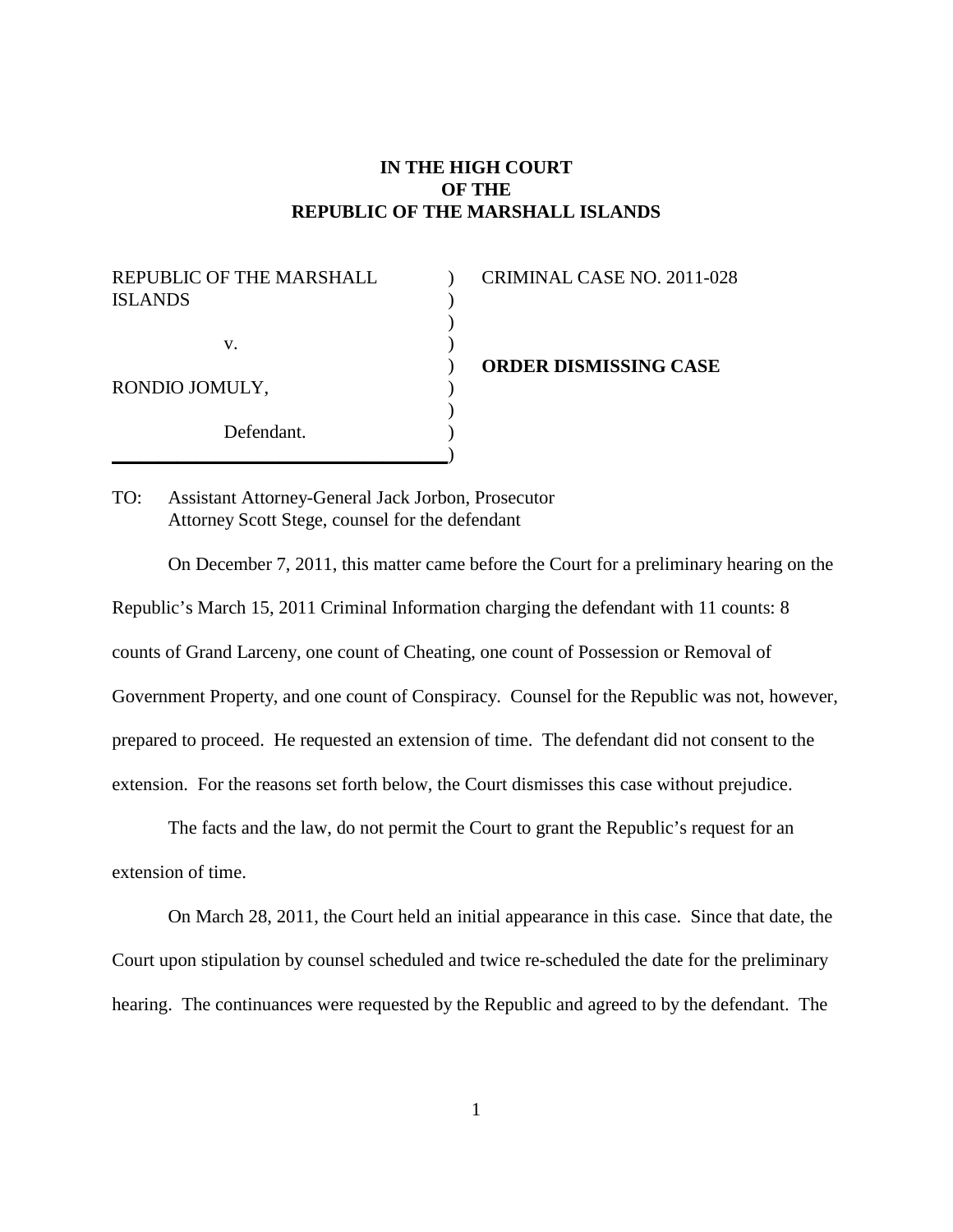# IN THE HIGH COURT OF THE REPUBLIC OF THE MARSHALL ISLANDS

| | |
|---|---|
| REPUBLIC OF THE MARSHALL ISLANDS<br><br>v.<br><br>RONDIO JOMULY,<br><br>Defendant. | CRIMINAL CASE NO. 2011-028<br><br>**ORDER DISMISSING CASE** |

TO: Assistant Attorney-General Jack Jorbon, Prosecutor
Attorney Scott Stege, counsel for the defendant

On December 7, 2011, this matter came before the Court for a preliminary hearing on the Republic's March 15, 2011 Criminal Information charging the defendant with 11 counts: 8 counts of Grand Larceny, one count of Cheating, one count of Possession or Removal of Government Property, and one count of Conspiracy. Counsel for the Republic was not, however, prepared to proceed. He requested an extension of time. The defendant did not consent to the extension. For the reasons set forth below, the Court dismisses this case without prejudice.

The facts and the law, do not permit the Court to grant the Republic's request for an extension of time.

On March 28, 2011, the Court held an initial appearance in this case. Since that date, the Court upon stipulation by counsel scheduled and twice re-scheduled the date for the preliminary hearing. The continuances were requested by the Republic and agreed to by the defendant. The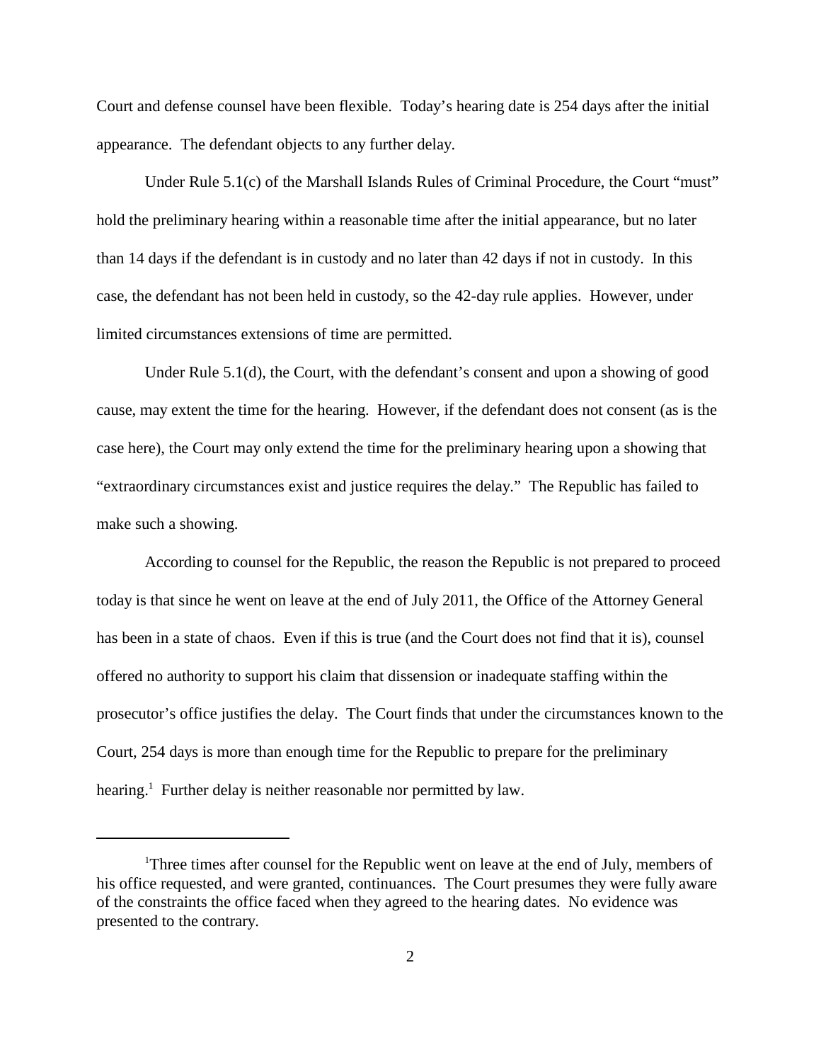Court and defense counsel have been flexible. Today's hearing date is 254 days after the initial appearance. The defendant objects to any further delay.

Under Rule 5.1(c) of the Marshall Islands Rules of Criminal Procedure, the Court "must" hold the preliminary hearing within a reasonable time after the initial appearance, but no later than 14 days if the defendant is in custody and no later than 42 days if not in custody. In this case, the defendant has not been held in custody, so the 42-day rule applies. However, under limited circumstances extensions of time are permitted.

Under Rule 5.1(d), the Court, with the defendant's consent and upon a showing of good cause, may extent the time for the hearing. However, if the defendant does not consent (as is the case here), the Court may only extend the time for the preliminary hearing upon a showing that "extraordinary circumstances exist and justice requires the delay." The Republic has failed to make such a showing.

According to counsel for the Republic, the reason the Republic is not prepared to proceed today is that since he went on leave at the end of July 2011, the Office of the Attorney General has been in a state of chaos. Even if this is true (and the Court does not find that it is), counsel offered no authority to support his claim that dissension or inadequate staffing within the prosecutor's office justifies the delay. The Court finds that under the circumstances known to the Court, 254 days is more than enough time for the Republic to prepare for the preliminary hearing.[1] Further delay is neither reasonable nor permitted by law.

---

[1] Three times after counsel for the Republic went on leave at the end of July, members of his office requested, and were granted, continuances. The Court presumes they were fully aware of the constraints the office faced when they agreed to the hearing dates. No evidence was presented to the contrary.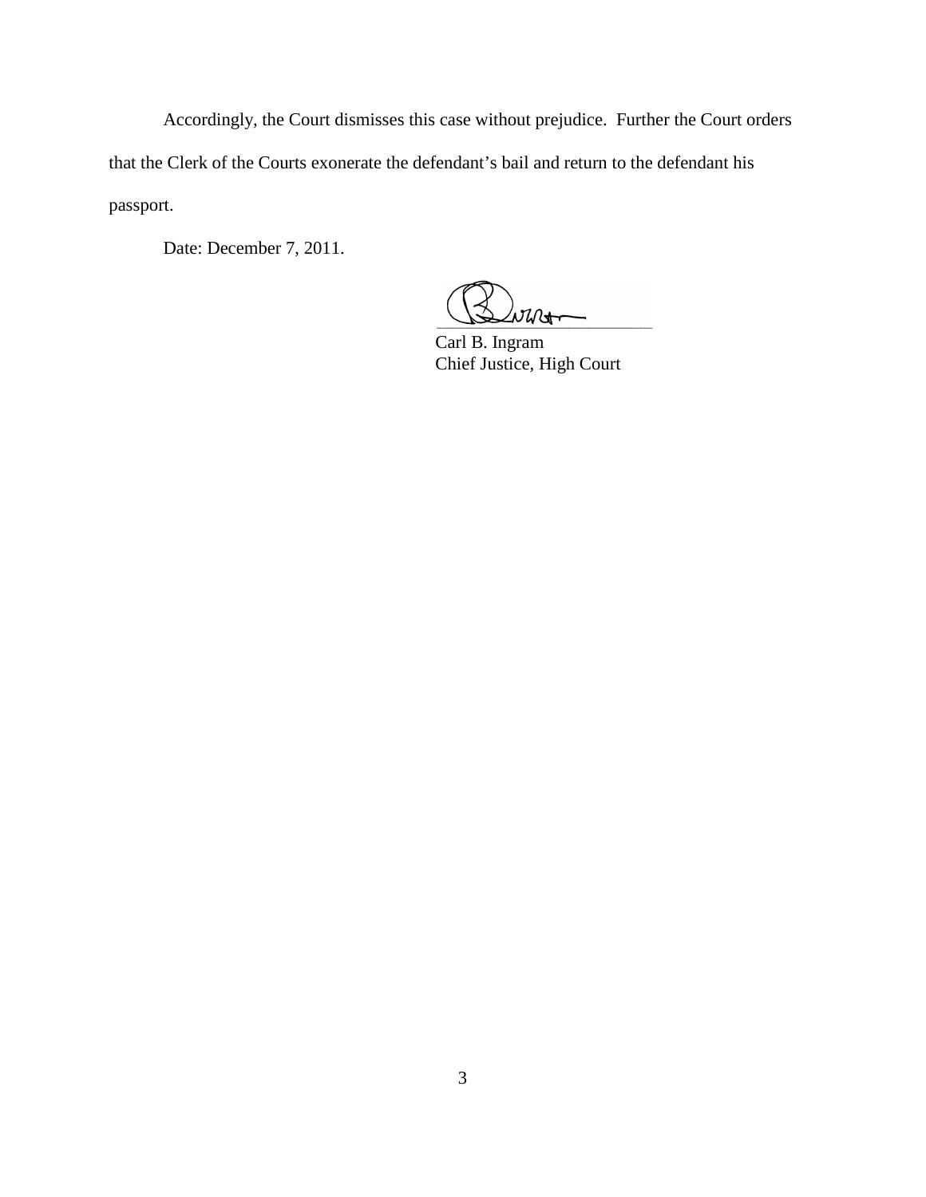Accordingly, the Court dismisses this case without prejudice. Further the Court orders that the Clerk of the Courts exonerate the defendant's bail and return to the defendant his passport.

Date: December 7, 2011.

Carl B. Ingram
Chief Justice, High Court